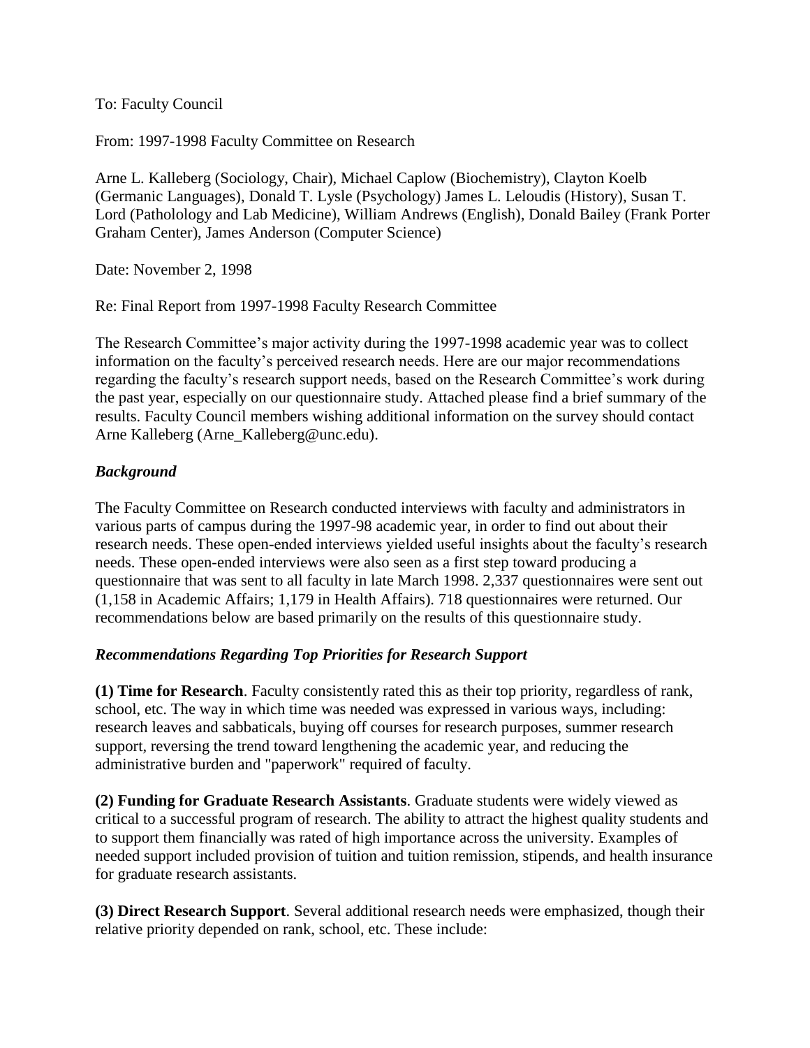To: Faculty Council

From: 1997-1998 Faculty Committee on Research

Arne L. Kalleberg (Sociology, Chair), Michael Caplow (Biochemistry), Clayton Koelb (Germanic Languages), Donald T. Lysle (Psychology) James L. Leloudis (History), Susan T. Lord (Patholology and Lab Medicine), William Andrews (English), Donald Bailey (Frank Porter Graham Center), James Anderson (Computer Science)

Date: November 2, 1998

Re: Final Report from 1997-1998 Faculty Research Committee

The Research Committee's major activity during the 1997-1998 academic year was to collect information on the faculty's perceived research needs. Here are our major recommendations regarding the faculty's research support needs, based on the Research Committee's work during the past year, especially on our questionnaire study. Attached please find a brief summary of the results. Faculty Council members wishing additional information on the survey should contact Arne Kalleberg (Arne_Kalleberg@unc.edu).

### *Background*

The Faculty Committee on Research conducted interviews with faculty and administrators in various parts of campus during the 1997-98 academic year, in order to find out about their research needs. These open-ended interviews yielded useful insights about the faculty's research needs. These open-ended interviews were also seen as a first step toward producing a questionnaire that was sent to all faculty in late March 1998. 2,337 questionnaires were sent out (1,158 in Academic Affairs; 1,179 in Health Affairs). 718 questionnaires were returned. Our recommendations below are based primarily on the results of this questionnaire study.

### *Recommendations Regarding Top Priorities for Research Support*

**(1) Time for Research**. Faculty consistently rated this as their top priority, regardless of rank, school, etc. The way in which time was needed was expressed in various ways, including: research leaves and sabbaticals, buying off courses for research purposes, summer research support, reversing the trend toward lengthening the academic year, and reducing the administrative burden and "paperwork" required of faculty.

**(2) Funding for Graduate Research Assistants**. Graduate students were widely viewed as critical to a successful program of research. The ability to attract the highest quality students and to support them financially was rated of high importance across the university. Examples of needed support included provision of tuition and tuition remission, stipends, and health insurance for graduate research assistants.

**(3) Direct Research Support**. Several additional research needs were emphasized, though their relative priority depended on rank, school, etc. These include: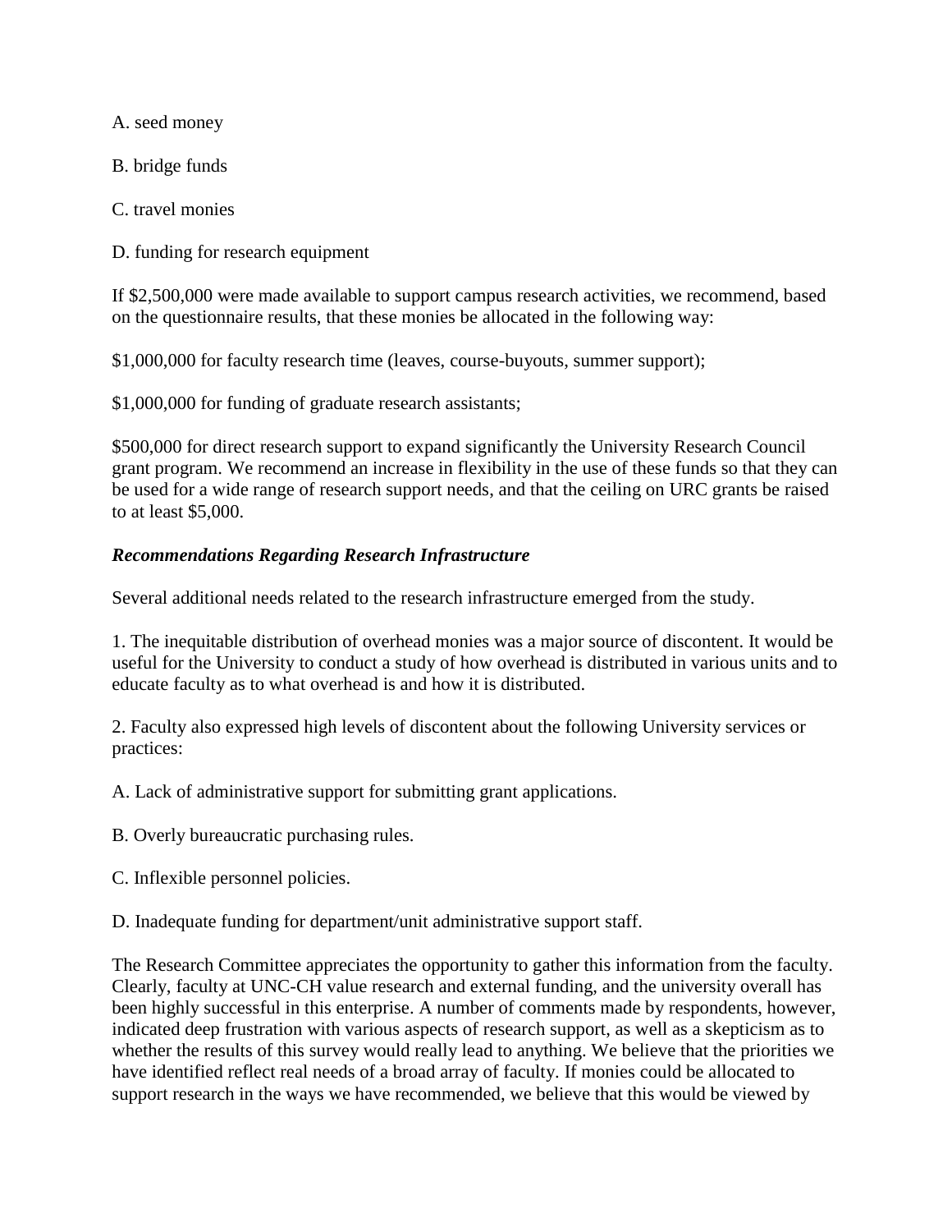A. seed money

B. bridge funds

C. travel monies

D. funding for research equipment

If $2,500,000 were made available to support campus research activities, we recommend, based on the questionnaire results, that these monies be allocated in the following way:

$1,000,000 for faculty research time (leaves, course-buyouts, summer support);

$1,000,000 for funding of graduate research assistants;

$500,000 for direct research support to expand significantly the University Research Council grant program. We recommend an increase in flexibility in the use of these funds so that they can be used for a wide range of research support needs, and that the ceiling on URC grants be raised to at least $5,000.

***Recommendations Regarding Research Infrastructure***

Several additional needs related to the research infrastructure emerged from the study.

1. The inequitable distribution of overhead monies was a major source of discontent. It would be useful for the University to conduct a study of how overhead is distributed in various units and to educate faculty as to what overhead is and how it is distributed.

2. Faculty also expressed high levels of discontent about the following University services or practices:

A. Lack of administrative support for submitting grant applications.

B. Overly bureaucratic purchasing rules.

C. Inflexible personnel policies.

D. Inadequate funding for department/unit administrative support staff.

The Research Committee appreciates the opportunity to gather this information from the faculty. Clearly, faculty at UNC-CH value research and external funding, and the university overall has been highly successful in this enterprise. A number of comments made by respondents, however, indicated deep frustration with various aspects of research support, as well as a skepticism as to whether the results of this survey would really lead to anything. We believe that the priorities we have identified reflect real needs of a broad array of faculty. If monies could be allocated to support research in the ways we have recommended, we believe that this would be viewed by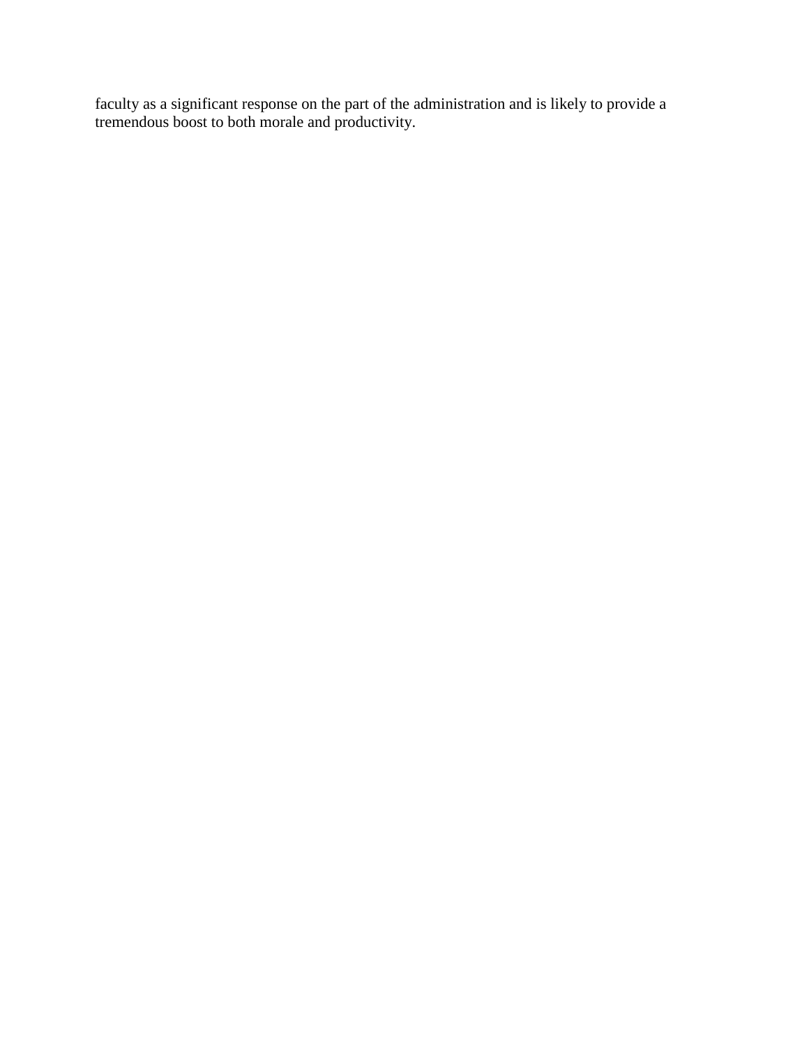faculty as a significant response on the part of the administration and is likely to provide a tremendous boost to both morale and productivity.